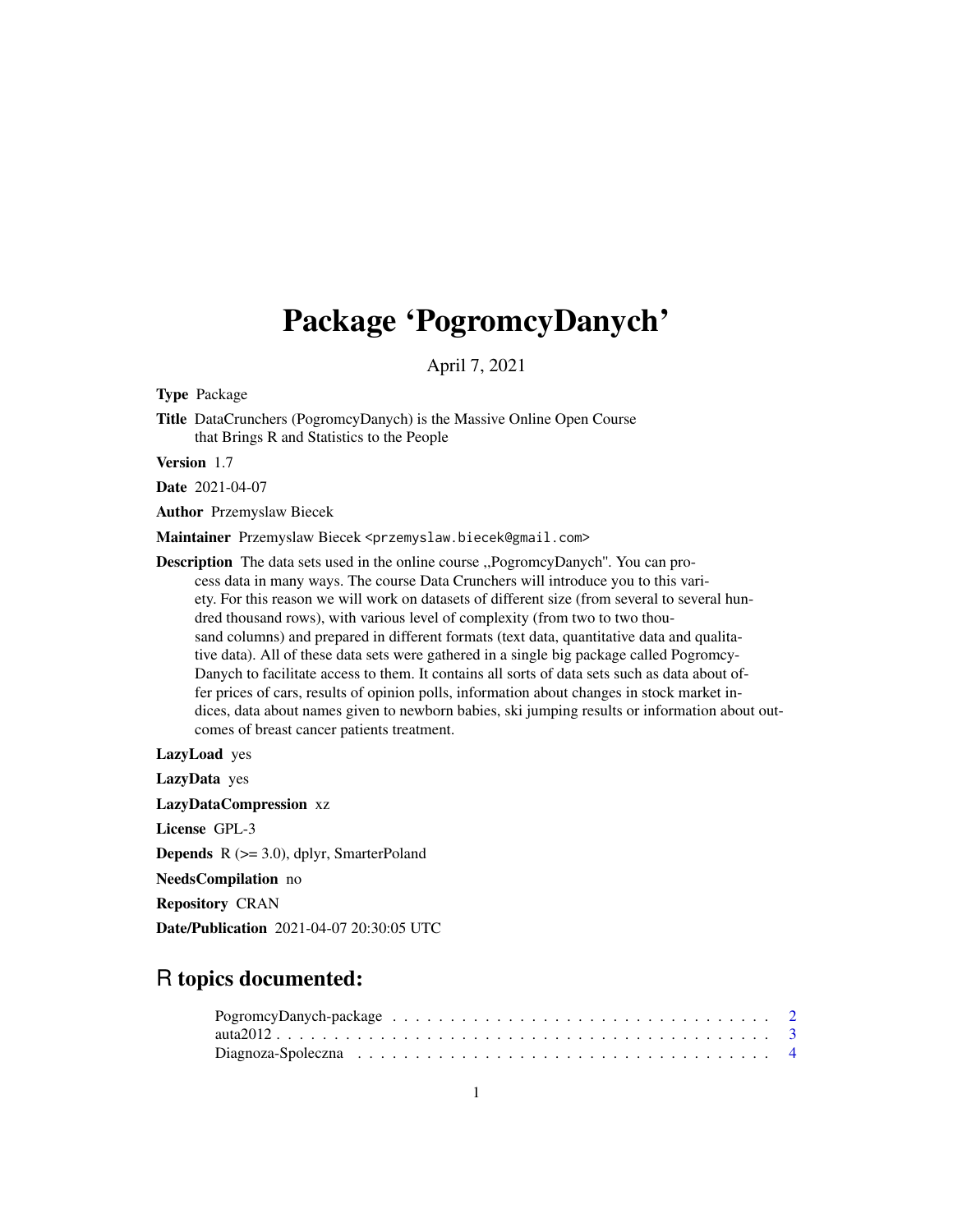# Package 'PogromcyDanych'

April 7, 2021

**Type** Package

**Title** DataCrunchers (PogromcyDanych) is the Massive Online Open Course that Brings R and Statistics to the People

**Version** 1.7

**Date** 2021-04-07

**Author** Przemyslaw Biecek

**Maintainer** Przemyslaw Biecek <przemyslaw.biecek@gmail.com>

**Description** The data sets used in the online course ,,PogromcyDanych''. You can process data in many ways. The course Data Crunchers will introduce you to this variety. For this reason we will work on datasets of different size (from several to several hundred thousand rows), with various level of complexity (from two to two thousand columns) and prepared in different formats (text data, quantitative data and qualitative data). All of these data sets were gathered in a single big package called PogromcyDanych to facilitate access to them. It contains all sorts of data sets such as data about offer prices of cars, results of opinion polls, information about changes in stock market indices, data about names given to newborn babies, ski jumping results or information about outcomes of breast cancer patients treatment.

**LazyLoad** yes

**LazyData** yes

**LazyDataCompression** xz

**License** GPL-3

**Depends** R (>= 3.0), dplyr, SmarterPoland

**NeedsCompilation** no

**Repository** CRAN

**Date/Publication** 2021-04-07 20:30:05 UTC

## R topics documented:

| | |
|---|---|
| PogromcyDanych-package | 2 |
| auta2012 | 3 |
| Diagnoza-Spoleczna | 4 |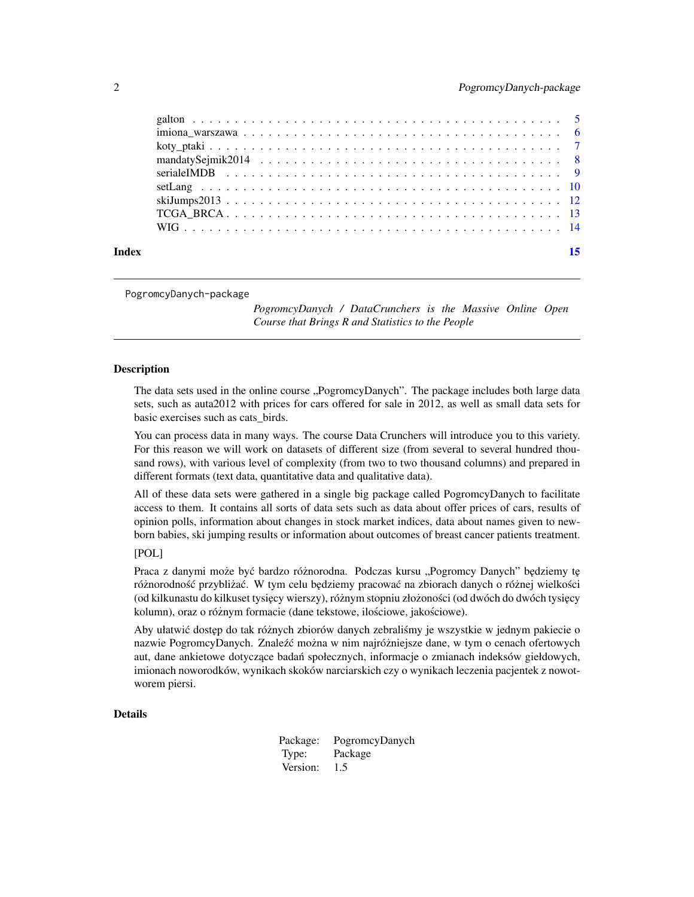galton . . . . . . . . . . . . . . . . . . . . . . . . . . . . . . . . . . . . . . . . . . 5
imiona_warszawa . . . . . . . . . . . . . . . . . . . . . . . . . . . . . . . . . . . . . 6
koty_ptaki . . . . . . . . . . . . . . . . . . . . . . . . . . . . . . . . . . . . . . . . 7
mandatySejmik2014 . . . . . . . . . . . . . . . . . . . . . . . . . . . . . . . . . . . . 8
serialeIMDB . . . . . . . . . . . . . . . . . . . . . . . . . . . . . . . . . . . . . . . 9
setLang . . . . . . . . . . . . . . . . . . . . . . . . . . . . . . . . . . . . . . . . . 10
skiJumps2013 . . . . . . . . . . . . . . . . . . . . . . . . . . . . . . . . . . . . . . 12
TCGA_BRCA . . . . . . . . . . . . . . . . . . . . . . . . . . . . . . . . . . . . . . . 13
WIG . . . . . . . . . . . . . . . . . . . . . . . . . . . . . . . . . . . . . . . . . . . 14

**Index** **15**

---

PogromcyDanych-package *PogromcyDanych / DataCrunchers is the Massive Online Open Course that Brings R and Statistics to the People*

---

## Description

The data sets used in the online course „PogromcyDanych". The package includes both large data sets, such as auta2012 with prices for cars offered for sale in 2012, as well as small data sets for basic exercises such as cats_birds.

You can process data in many ways. The course Data Crunchers will introduce you to this variety. For this reason we will work on datasets of different size (from several to several hundred thousand rows), with various level of complexity (from two to two thousand columns) and prepared in different formats (text data, quantitative data and qualitative data).

All of these data sets were gathered in a single big package called PogromcyDanych to facilitate access to them. It contains all sorts of data sets such as data about offer prices of cars, results of opinion polls, information about changes in stock market indices, data about names given to newborn babies, ski jumping results or information about outcomes of breast cancer patients treatment.

[POL]

Praca z danymi może być bardzo różnorodna. Podczas kursu „Pogromcy Danych" będziemy tę różnorodność przybliżać. W tym celu będziemy pracować na zbiorach danych o różnej wielkości (od kilkunastu do kilkuset tysięcy wierszy), różnym stopniu złożoności (od dwóch do dwóch tysięcy kolumn), oraz o różnym formacie (dane tekstowe, ilościowe, jakościowe).

Aby ułatwić dostęp do tak różnych zbiorów danych zebraliśmy je wszystkie w jednym pakiecie o nazwie PogromcyDanych. Znaleźć można w nim najróżniejsze dane, w tym o cenach ofertowych aut, dane ankietowe dotyczące badań społecznych, informacje o zmianach indeksów giełdowych, imionach noworodków, wynikach skoków narciarskich czy o wynikach leczenia pacjentek z nowotworem piersi.

## Details

| | |
|---|---|
| Package: | PogromcyDanych |
| Type: | Package |
| Version: | 1.5 |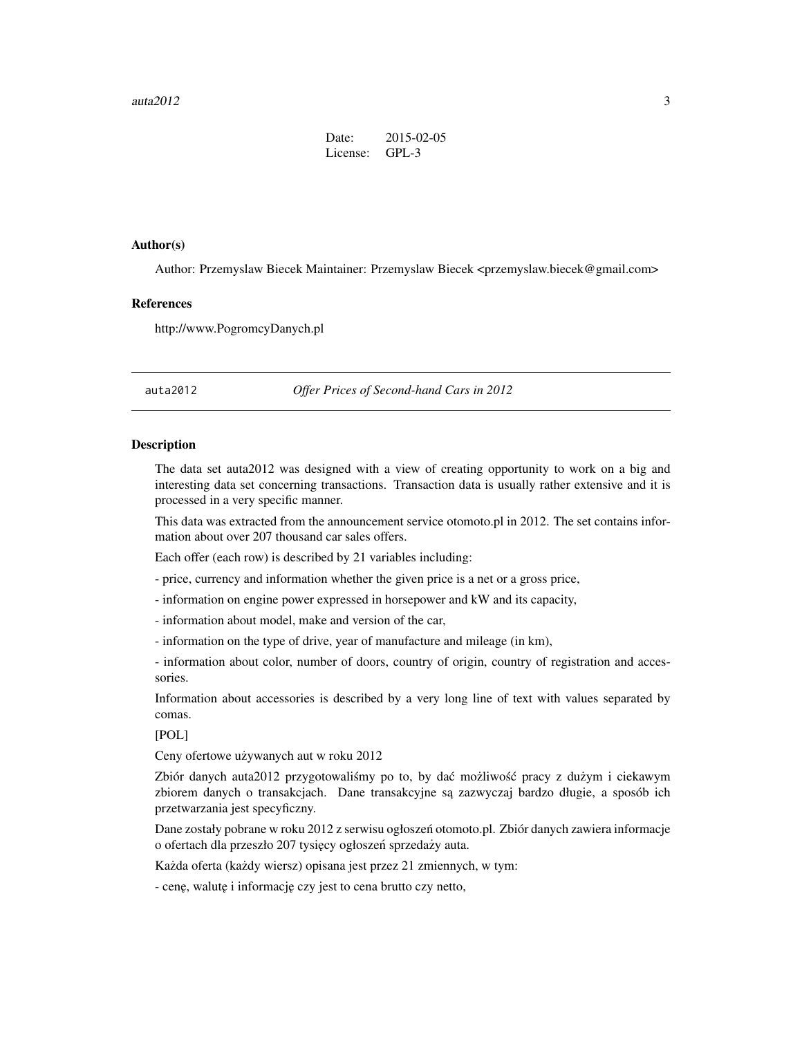| | |
|---|---|
| Date: | 2015-02-05 |
| License: | GPL-3 |

### Author(s)

Author: Przemyslaw Biecek Maintainer: Przemyslaw Biecek <przemyslaw.biecek@gmail.com>

### References

http://www.PogromcyDanych.pl

---

## auta2012 *Offer Prices of Second-hand Cars in 2012*

---

### Description

The data set auta2012 was designed with a view of creating opportunity to work on a big and interesting data set concerning transactions. Transaction data is usually rather extensive and it is processed in a very specific manner.

This data was extracted from the announcement service otomoto.pl in 2012. The set contains information about over 207 thousand car sales offers.

Each offer (each row) is described by 21 variables including:

- price, currency and information whether the given price is a net or a gross price,

- information on engine power expressed in horsepower and kW and its capacity,

- information about model, make and version of the car,

- information on the type of drive, year of manufacture and mileage (in km),

- information about color, number of doors, country of origin, country of registration and accessories.

Information about accessories is described by a very long line of text with values separated by comas.

[POL]

Ceny ofertowe używanych aut w roku 2012

Zbiór danych auta2012 przygotowaliśmy po to, by dać możliwość pracy z dużym i ciekawym zbiorem danych o transakcjach. Dane transakcyjne są zazwyczaj bardzo długie, a sposób ich przetwarzania jest specyficzny.

Dane zostały pobrane w roku 2012 z serwisu ogłoszeń otomoto.pl. Zbiór danych zawiera informacje o ofertach dla przeszło 207 tysięcy ogłoszeń sprzedaży auta.

Każda oferta (każdy wiersz) opisana jest przez 21 zmiennych, w tym:

- cenę, walutę i informację czy jest to cena brutto czy netto,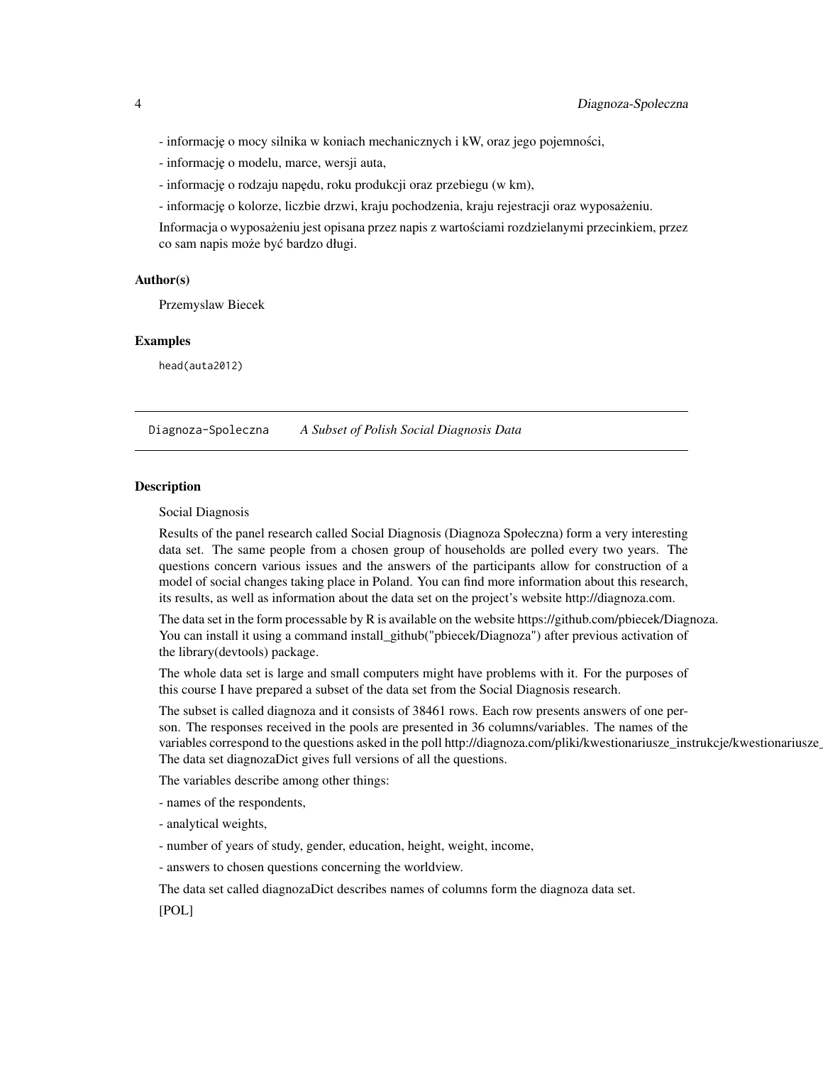- informację o mocy silnika w koniach mechanicznych i kW, oraz jego pojemności,

- informację o modelu, marce, wersji auta,

- informację o rodzaju napędu, roku produkcji oraz przebiegu (w km),

- informację o kolorze, liczbie drzwi, kraju pochodzenia, kraju rejestracji oraz wyposażeniu.

Informacja o wyposażeniu jest opisana przez napis z wartościami rozdzielanymi przecinkiem, przez co sam napis może być bardzo długi.

### Author(s)

Przemyslaw Biecek

### Examples

```
head(auta2012)
```

---

## Diagnoza-Spoleczna — *A Subset of Polish Social Diagnosis Data*

---

### Description

Social Diagnosis

Results of the panel research called Social Diagnosis (Diagnoza Społeczna) form a very interesting data set. The same people from a chosen group of households are polled every two years. The questions concern various issues and the answers of the participants allow for construction of a model of social changes taking place in Poland. You can find more information about this research, its results, as well as information about the data set on the project's website http://diagnoza.com.

The data set in the form processable by R is available on the website https://github.com/pbiecek/Diagnoza. You can install it using a command install_github("pbiecek/Diagnoza") after previous activation of the library(devtools) package.

The whole data set is large and small computers might have problems with it. For the purposes of this course I have prepared a subset of the data set from the Social Diagnosis research.

The subset is called diagnoza and it consists of 38461 rows. Each row presents answers of one person. The responses received in the pools are presented in 36 columns/variables. The names of the variables correspond to the questions asked in the poll http://diagnoza.com/pliki/kwestionariusze_instrukcje/kwestionariusze_ The data set diagnozaDict gives full versions of all the questions.

The variables describe among other things:

- names of the respondents,

- analytical weights,

- number of years of study, gender, education, height, weight, income,

- answers to chosen questions concerning the worldview.

The data set called diagnozaDict describes names of columns form the diagnoza data set.

[POL]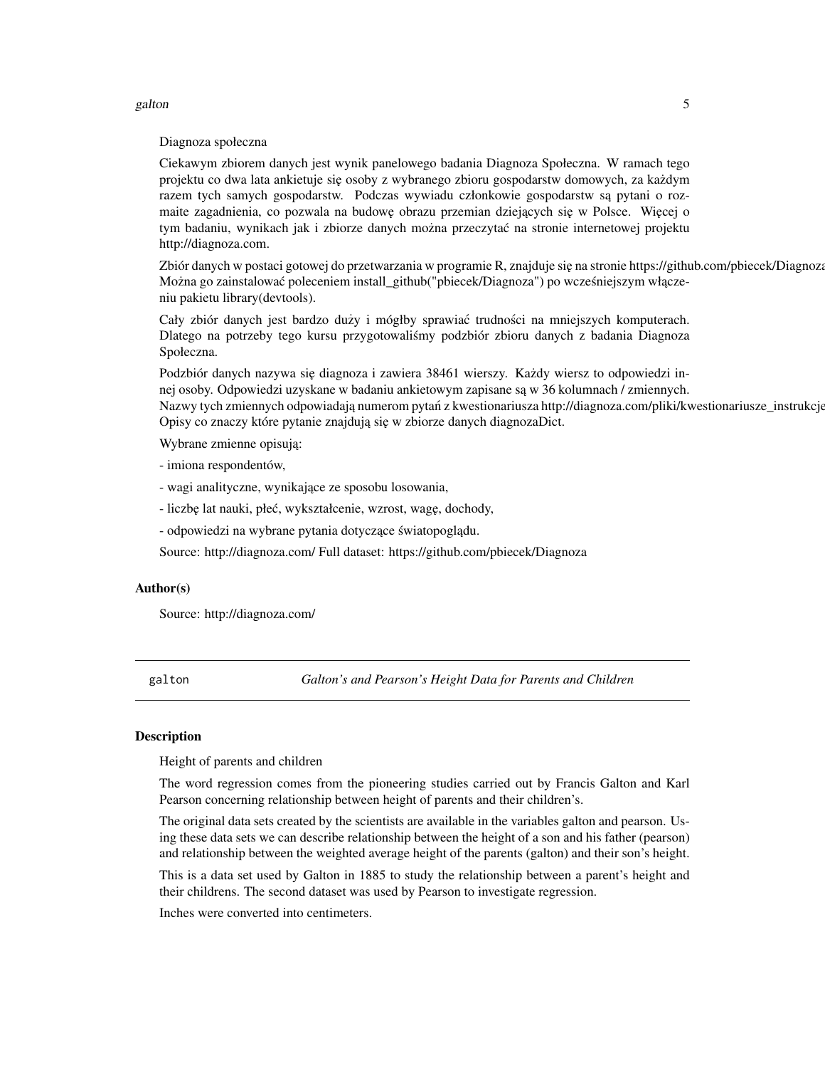Diagnoza społeczna

Ciekawym zbiorem danych jest wynik panelowego badania Diagnoza Społeczna. W ramach tego projektu co dwa lata ankietuje się osoby z wybranego zbioru gospodarstw domowych, za każdym razem tych samych gospodarstw. Podczas wywiadu członkowie gospodarstw są pytani o rozmaite zagadnienia, co pozwala na budowę obrazu przemian dziejących się w Polsce. Więcej o tym badaniu, wynikach jak i zbiorze danych można przeczytać na stronie internetowej projektu http://diagnoza.com.

Zbiór danych w postaci gotowej do przetwarzania w programie R, znajduje się na stronie https://github.com/pbiecek/Diagnoza Można go zainstalować poleceniem install_github("pbiecek/Diagnoza") po wcześniejszym włączeniu pakietu library(devtools).

Cały zbiór danych jest bardzo duży i mógłby sprawiać trudności na mniejszych komputerach. Dlatego na potrzeby tego kursu przygotowaliśmy podzbiór zbioru danych z badania Diagnoza Społeczna.

Podzbiór danych nazywa się diagnoza i zawiera 38461 wierszy. Każdy wiersz to odpowiedzi innej osoby. Odpowiedzi uzyskane w badaniu ankietowym zapisane są w 36 kolumnach / zmiennych. Nazwy tych zmiennych odpowiadają numerom pytań z kwestionariusza http://diagnoza.com/pliki/kwestionariusze_instrukcje Opisy co znaczy które pytanie znajdują się w zbiorze danych diagnozaDict.

Wybrane zmienne opisują:

- imiona respondentów,

- wagi analityczne, wynikające ze sposobu losowania,

- liczbę lat nauki, płeć, wykształcenie, wzrost, wagę, dochody,

- odpowiedzi na wybrane pytania dotyczące światopoglądu.

Source: http://diagnoza.com/ Full dataset: https://github.com/pbiecek/Diagnoza

## Author(s)

Source: http://diagnoza.com/

---

# galton — *Galton's and Pearson's Height Data for Parents and Children*

## Description

Height of parents and children

The word regression comes from the pioneering studies carried out by Francis Galton and Karl Pearson concerning relationship between height of parents and their children's.

The original data sets created by the scientists are available in the variables galton and pearson. Using these data sets we can describe relationship between the height of a son and his father (pearson) and relationship between the weighted average height of the parents (galton) and their son's height.

This is a data set used by Galton in 1885 to study the relationship between a parent's height and their childrens. The second dataset was used by Pearson to investigate regression.

Inches were converted into centimeters.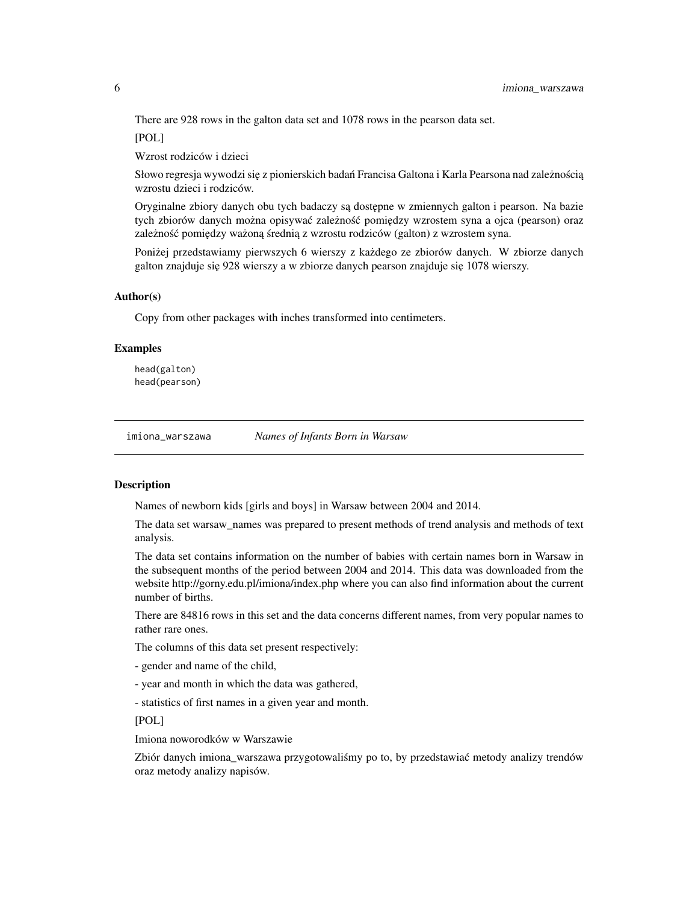There are 928 rows in the galton data set and 1078 rows in the pearson data set.

[POL]

Wzrost rodziców i dzieci

Słowo regresja wywodzi się z pionierskich badań Francisa Galtona i Karla Pearsona nad zależnością wzrostu dzieci i rodziców.

Oryginalne zbiory danych obu tych badaczy są dostępne w zmiennych galton i pearson. Na bazie tych zbiorów danych można opisywać zależność pomiędzy wzrostem syna a ojca (pearson) oraz zależność pomiędzy ważoną średnią z wzrostu rodziców (galton) z wzrostem syna.

Poniżej przedstawiamy pierwszych 6 wierszy z każdego ze zbiorów danych. W zbiorze danych galton znajduje się 928 wierszy a w zbiorze danych pearson znajduje się 1078 wierszy.

### Author(s)

Copy from other packages with inches transformed into centimeters.

### Examples

```
head(galton)
head(pearson)
```

---

## imiona_warszawa *Names of Infants Born in Warsaw*

---

### Description

Names of newborn kids [girls and boys] in Warsaw between 2004 and 2014.

The data set warsaw_names was prepared to present methods of trend analysis and methods of text analysis.

The data set contains information on the number of babies with certain names born in Warsaw in the subsequent months of the period between 2004 and 2014. This data was downloaded from the website http://gorny.edu.pl/imiona/index.php where you can also find information about the current number of births.

There are 84816 rows in this set and the data concerns different names, from very popular names to rather rare ones.

The columns of this data set present respectively:

- gender and name of the child,

- year and month in which the data was gathered,

- statistics of first names in a given year and month.

[POL]

Imiona noworodków w Warszawie

Zbiór danych imiona_warszawa przygotowaliśmy po to, by przedstawiać metody analizy trendów oraz metody analizy napisów.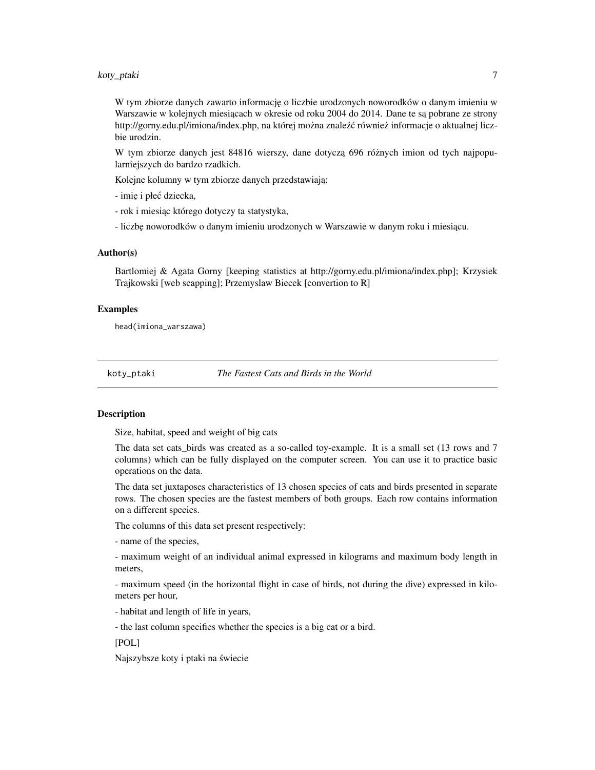W tym zbiorze danych zawarto informację o liczbie urodzonych noworodków o danym imieniu w Warszawie w kolejnych miesiącach w okresie od roku 2004 do 2014. Dane te są pobrane ze strony http://gorny.edu.pl/imiona/index.php, na której można znaleźć również informacje o aktualnej liczbie urodzin.

W tym zbiorze danych jest 84816 wierszy, dane dotyczą 696 różnych imion od tych najpopularniejszych do bardzo rzadkich.

Kolejne kolumny w tym zbiorze danych przedstawiają:

- imię i płeć dziecka,

- rok i miesiąc którego dotyczy ta statystyka,

- liczbę noworodków o danym imieniu urodzonych w Warszawie w danym roku i miesiącu.

### Author(s)

Bartlomiej & Agata Gorny [keeping statistics at http://gorny.edu.pl/imiona/index.php]; Krzysiek Trajkowski [web scapping]; Przemyslaw Biecek [convertion to R]

### Examples

```
head(imiona_warszawa)
```

---

## koty_ptaki — *The Fastest Cats and Birds in the World*

---

### Description

Size, habitat, speed and weight of big cats

The data set cats_birds was created as a so-called toy-example. It is a small set (13 rows and 7 columns) which can be fully displayed on the computer screen. You can use it to practice basic operations on the data.

The data set juxtaposes characteristics of 13 chosen species of cats and birds presented in separate rows. The chosen species are the fastest members of both groups. Each row contains information on a different species.

The columns of this data set present respectively:

- name of the species,

- maximum weight of an individual animal expressed in kilograms and maximum body length in meters,

- maximum speed (in the horizontal flight in case of birds, not during the dive) expressed in kilometers per hour,

- habitat and length of life in years,

- the last column specifies whether the species is a big cat or a bird.

[POL]

Najszybsze koty i ptaki na świecie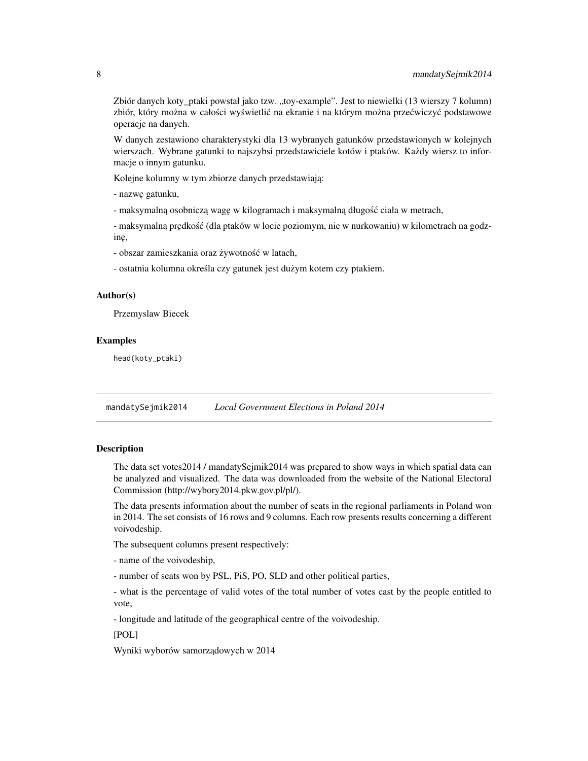Zbiór danych koty_ptaki powstał jako tzw. „toy-example". Jest to niewielki (13 wierszy 7 kolumn) zbiór, który można w całości wyświetlić na ekranie i na którym można przećwiczyć podstawowe operacje na danych.

W danych zestawiono charakterystyki dla 13 wybranych gatunków przedstawionych w kolejnych wierszach. Wybrane gatunki to najszybsi przedstawiciele kotów i ptaków. Każdy wiersz to informacje o innym gatunku.

Kolejne kolumny w tym zbiorze danych przedstawiają:

- nazwę gatunku,

- maksymalną osobniczą wagę w kilogramach i maksymalną długość ciała w metrach,

- maksymalną prędkość (dla ptaków w locie poziomym, nie w nurkowaniu) w kilometrach na godzinę,

- obszar zamieszkania oraz żywotność w latach,

- ostatnia kolumna określa czy gatunek jest dużym kotem czy ptakiem.

### Author(s)

Przemyslaw Biecek

### Examples

```
head(koty_ptaki)
```

## mandatySejmik2014 *Local Government Elections in Poland 2014*

### Description

The data set votes2014 / mandatySejmik2014 was prepared to show ways in which spatial data can be analyzed and visualized. The data was downloaded from the website of the National Electoral Commission (http://wybory2014.pkw.gov.pl/pl/).

The data presents information about the number of seats in the regional parliaments in Poland won in 2014. The set consists of 16 rows and 9 columns. Each row presents results concerning a different voivodeship.

The subsequent columns present respectively:

- name of the voivodeship,

- number of seats won by PSL, PiS, PO, SLD and other political parties,

- what is the percentage of valid votes of the total number of votes cast by the people entitled to vote,

- longitude and latitude of the geographical centre of the voivodeship.

[POL]

Wyniki wyborów samorządowych w 2014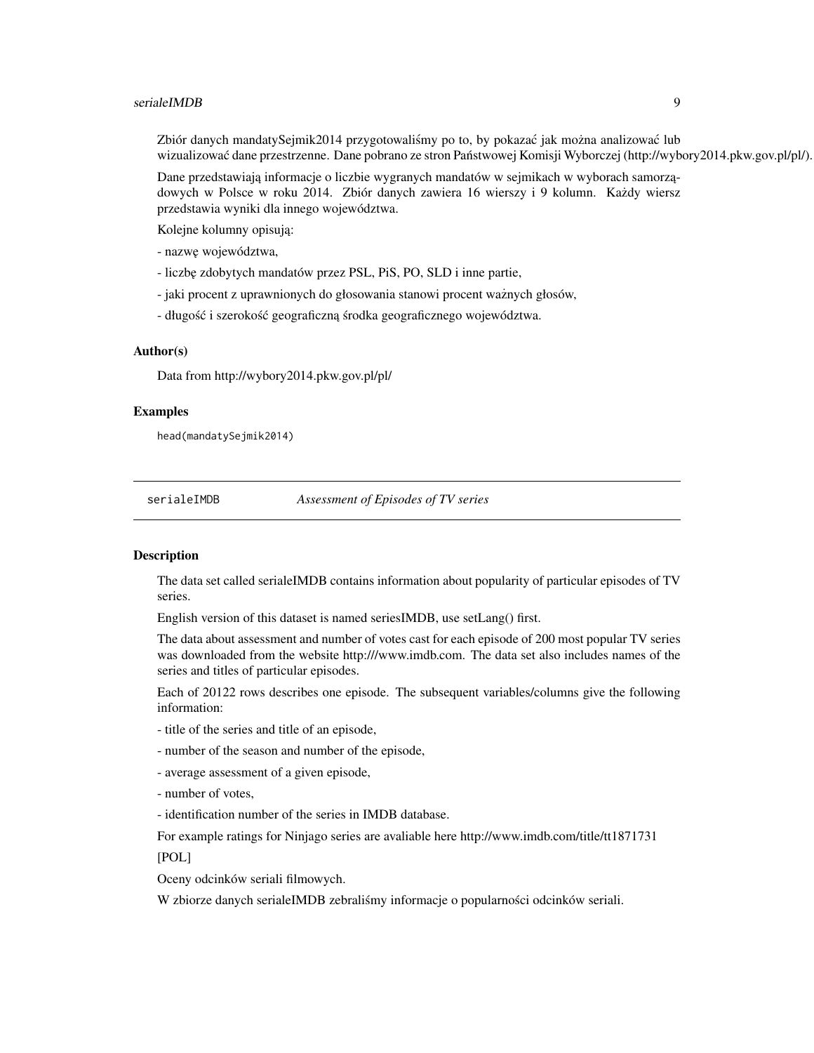Zbiór danych mandatySejmik2014 przygotowaliśmy po to, by pokazać jak można analizować lub wizualizować dane przestrzenne. Dane pobrano ze stron Państwowej Komisji Wyborczej (http://wybory2014.pkw.gov.pl/pl/).

Dane przedstawiają informacje o liczbie wygranych mandatów w sejmikach w wyborach samorządowych w Polsce w roku 2014. Zbiór danych zawiera 16 wierszy i 9 kolumn. Każdy wiersz przedstawia wyniki dla innego województwa.

Kolejne kolumny opisują:

- nazwę województwa,

- liczbę zdobytych mandatów przez PSL, PiS, PO, SLD i inne partie,

- jaki procent z uprawnionych do głosowania stanowi procent ważnych głosów,

- długość i szerokość geograficzną środka geograficznego województwa.

### Author(s)

Data from http://wybory2014.pkw.gov.pl/pl/

### Examples

```
head(mandatySejmik2014)
```

---

## serialeIMDB *Assessment of Episodes of TV series*

### Description

The data set called serialeIMDB contains information about popularity of particular episodes of TV series.

English version of this dataset is named seriesIMDB, use setLang() first.

The data about assessment and number of votes cast for each episode of 200 most popular TV series was downloaded from the website http:///www.imdb.com. The data set also includes names of the series and titles of particular episodes.

Each of 20122 rows describes one episode. The subsequent variables/columns give the following information:

- title of the series and title of an episode,

- number of the season and number of the episode,

- average assessment of a given episode,

- number of votes,

- identification number of the series in IMDB database.

For example ratings for Ninjago series are avaliable here http://www.imdb.com/title/tt1871731

[POL]

Oceny odcinków seriali filmowych.

W zbiorze danych serialeIMDB zebraliśmy informacje o popularności odcinków seriali.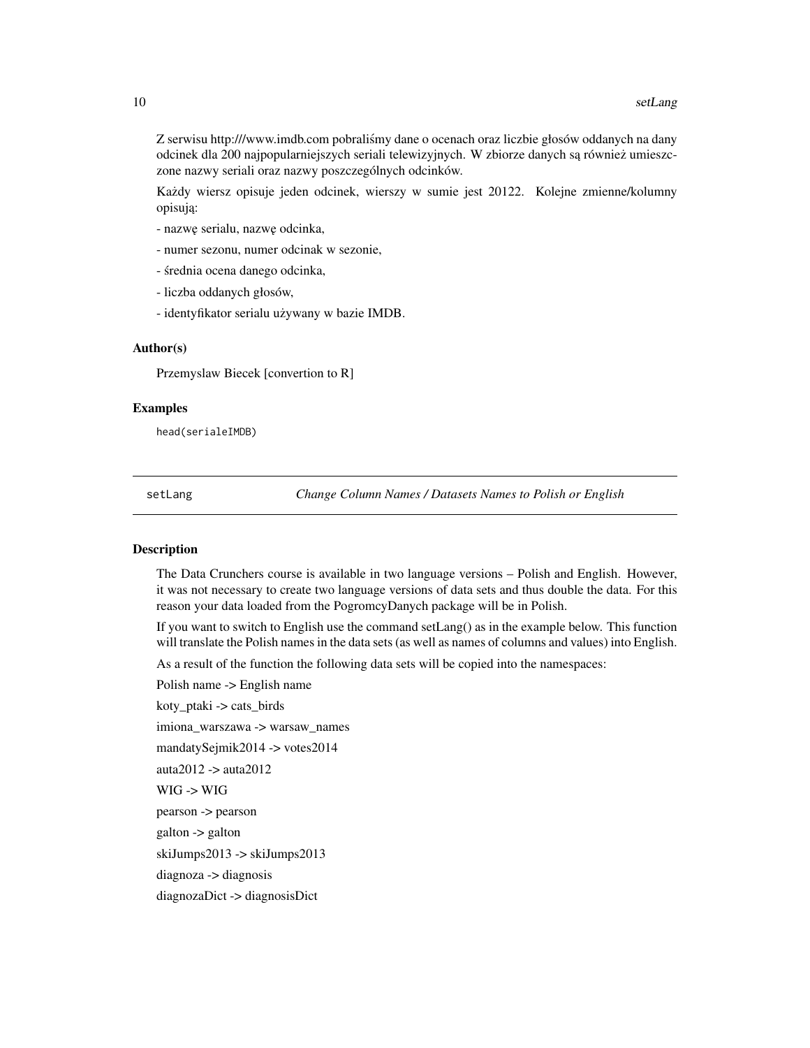Z serwisu http:///www.imdb.com pobraliśmy dane o ocenach oraz liczbie głosów oddanych na dany odcinek dla 200 najpopularniejszych seriali telewizyjnych. W zbiorze danych są również umieszczone nazwy seriali oraz nazwy poszczególnych odcinków.

Każdy wiersz opisuje jeden odcinek, wierszy w sumie jest 20122. Kolejne zmienne/kolumny opisują:

- nazwę serialu, nazwę odcinka,

- numer sezonu, numer odcinak w sezonie,

- średnia ocena danego odcinka,

- liczba oddanych głosów,

- identyfikator serialu używany w bazie IMDB.

### Author(s)

Przemyslaw Biecek [convertion to R]

### Examples

```
head(serialeIMDB)
```

---

## setLang — *Change Column Names / Datasets Names to Polish or English*

### Description

The Data Crunchers course is available in two language versions – Polish and English. However, it was not necessary to create two language versions of data sets and thus double the data. For this reason your data loaded from the PogromcyDanych package will be in Polish.

If you want to switch to English use the command setLang() as in the example below. This function will translate the Polish names in the data sets (as well as names of columns and values) into English.

As a result of the function the following data sets will be copied into the namespaces:

Polish name -> English name

koty_ptaki -> cats_birds

imiona_warszawa -> warsaw_names

mandatySejmik2014 -> votes2014

auta2012 -> auta2012

WIG -> WIG

pearson -> pearson

galton -> galton

skiJumps2013 -> skiJumps2013

diagnoza -> diagnosis

diagnozaDict -> diagnosisDict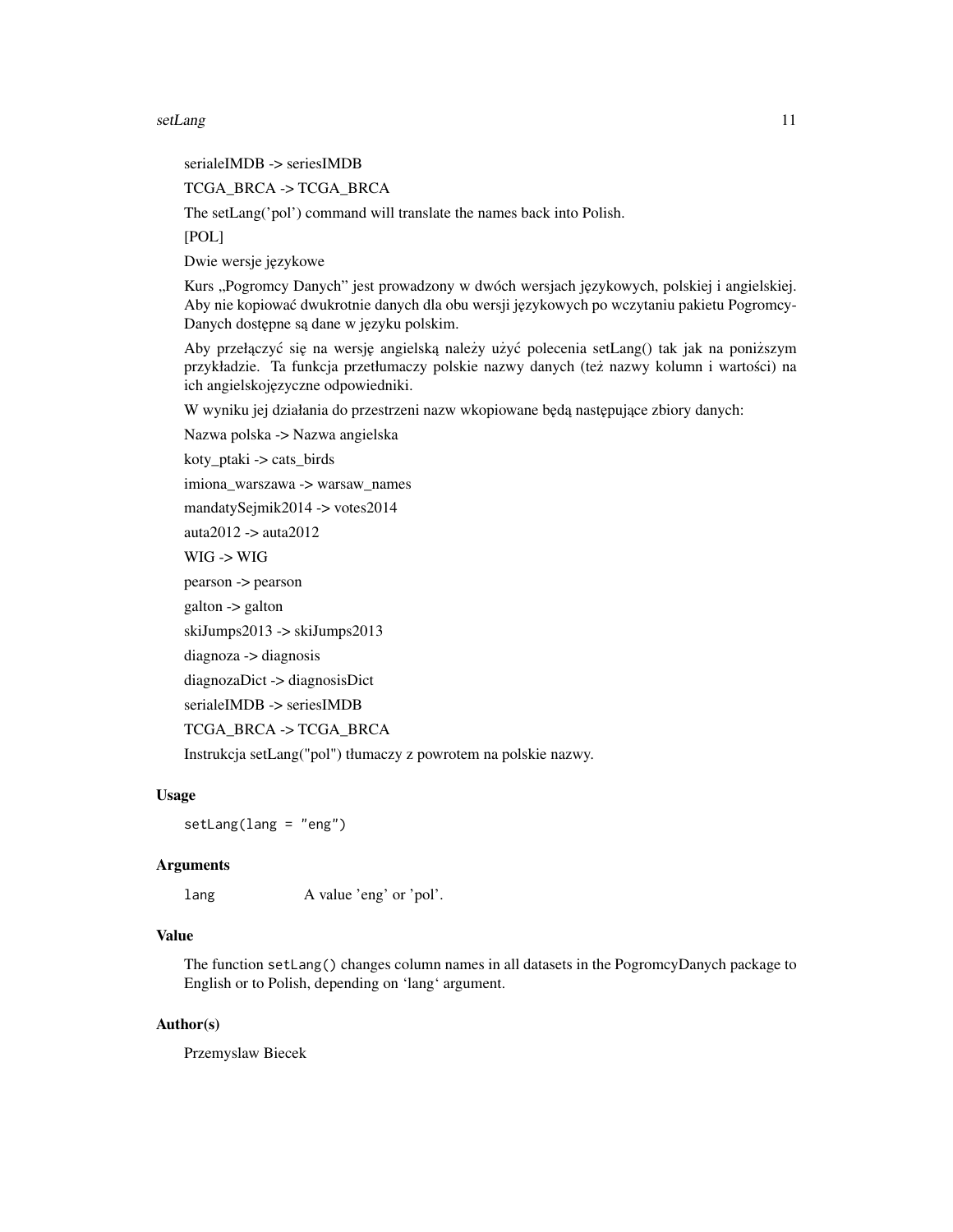serialeIMDB -> seriesIMDB

TCGA_BRCA -> TCGA_BRCA

The setLang('pol') command will translate the names back into Polish.

[POL]

Dwie wersje językowe

Kurs „Pogromcy Danych" jest prowadzony w dwóch wersjach językowych, polskiej i angielskiej. Aby nie kopiować dwukrotnie danych dla obu wersji językowych po wczytaniu pakietu PogromcyDanych dostępne są dane w języku polskim.

Aby przełączyć się na wersję angielską należy użyć polecenia setLang() tak jak na poniższym przykładzie. Ta funkcja przetłumaczy polskie nazwy danych (też nazwy kolumn i wartości) na ich angielskojęzyczne odpowiedniki.

W wyniku jej działania do przestrzeni nazw wkopiowane będą następujące zbiory danych:

Nazwa polska -> Nazwa angielska

koty_ptaki -> cats_birds

imiona_warszawa -> warsaw_names

mandatySejmik2014 -> votes2014

auta2012 -> auta2012

WIG -> WIG

pearson -> pearson

galton -> galton

skiJumps2013 -> skiJumps2013

diagnoza -> diagnosis

diagnozaDict -> diagnosisDict

serialeIMDB -> seriesIMDB

TCGA_BRCA -> TCGA_BRCA

Instrukcja setLang("pol") tłumaczy z powrotem na polskie nazwy.

### Usage

```
setLang(lang = "eng")
```

### Arguments

| | |
|---|---|
| lang | A value 'eng' or 'pol'. |

### Value

The function `setLang()` changes column names in all datasets in the PogromcyDanych package to English or to Polish, depending on 'lang' argument.

### Author(s)

Przemyslaw Biecek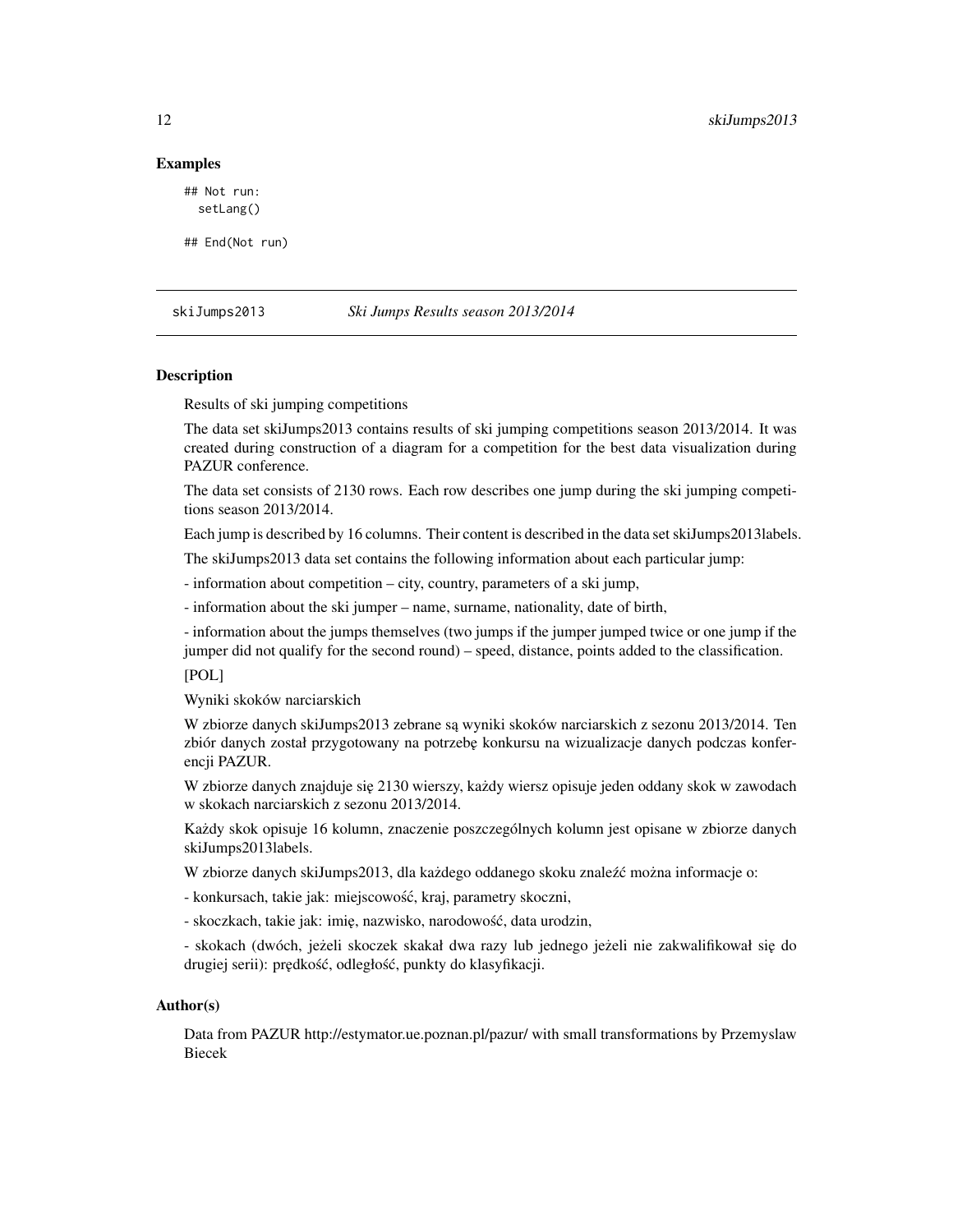## Examples

```
## Not run:
  setLang()

## End(Not run)
```

---

skiJumps2013 *Ski Jumps Results season 2013/2014*

---

### Description

Results of ski jumping competitions

The data set skiJumps2013 contains results of ski jumping competitions season 2013/2014. It was created during construction of a diagram for a competition for the best data visualization during PAZUR conference.

The data set consists of 2130 rows. Each row describes one jump during the ski jumping competitions season 2013/2014.

Each jump is described by 16 columns. Their content is described in the data set skiJumps2013labels.

The skiJumps2013 data set contains the following information about each particular jump:

- information about competition – city, country, parameters of a ski jump,

- information about the ski jumper – name, surname, nationality, date of birth,

- information about the jumps themselves (two jumps if the jumper jumped twice or one jump if the jumper did not qualify for the second round) – speed, distance, points added to the classification.

[POL]

Wyniki skoków narciarskich

W zbiorze danych skiJumps2013 zebrane są wyniki skoków narciarskich z sezonu 2013/2014. Ten zbiór danych został przygotowany na potrzebę konkursu na wizualizacje danych podczas konferencji PAZUR.

W zbiorze danych znajduje się 2130 wierszy, każdy wiersz opisuje jeden oddany skok w zawodach w skokach narciarskich z sezonu 2013/2014.

Każdy skok opisuje 16 kolumn, znaczenie poszczególnych kolumn jest opisane w zbiorze danych skiJumps2013labels.

W zbiorze danych skiJumps2013, dla każdego oddanego skoku znaleźć można informacje o:

- konkursach, takie jak: miejscowość, kraj, parametry skoczni,

- skoczkach, takie jak: imię, nazwisko, narodowość, data urodzin,

- skokach (dwóch, jeżeli skoczek skakał dwa razy lub jednego jeżeli nie zakwalifikował się do drugiej serii): prędkość, odległość, punkty do klasyfikacji.

### Author(s)

Data from PAZUR http://estymator.ue.poznan.pl/pazur/ with small transformations by Przemyslaw Biecek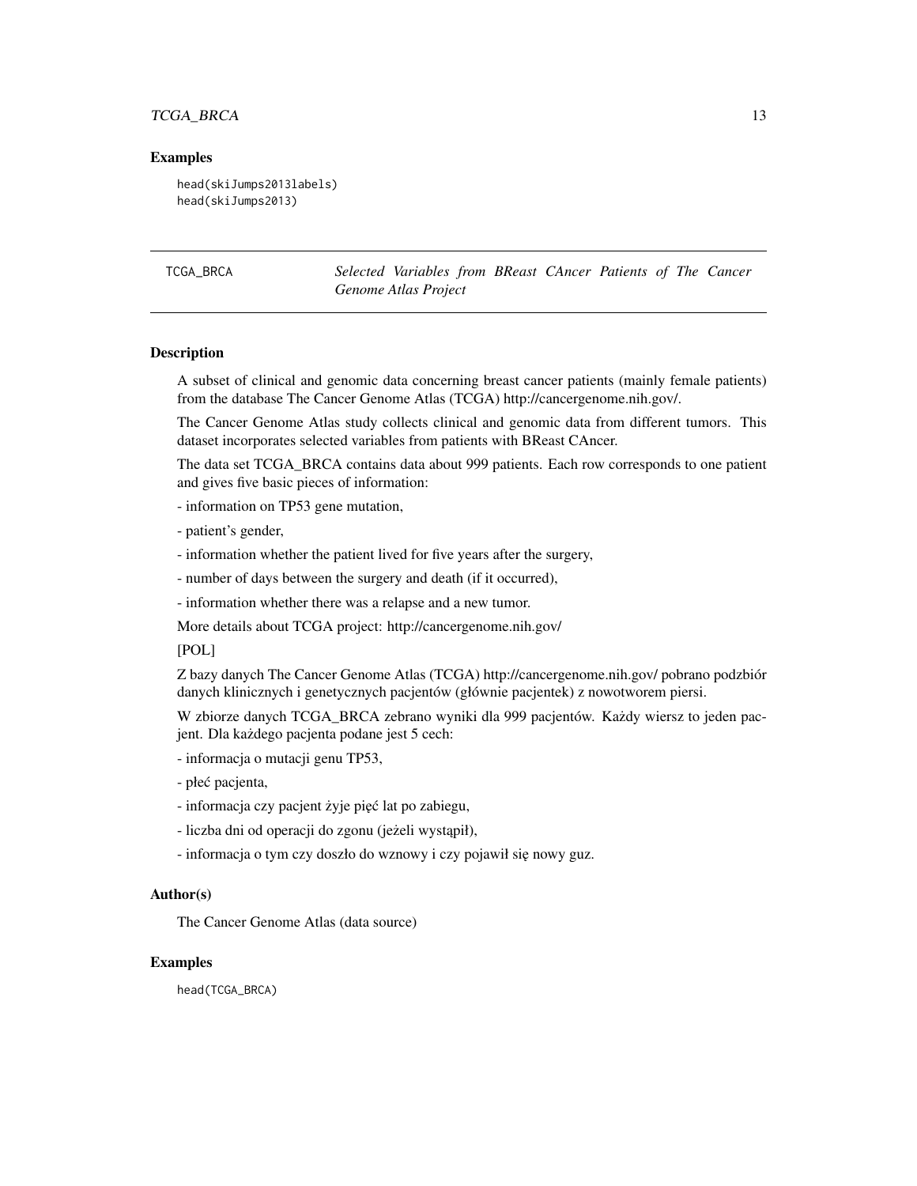## Examples

```
head(skiJumps2013labels)
head(skiJumps2013)
```

---

## TCGA_BRCA — *Selected Variables from BReast CAncer Patients of The Cancer Genome Atlas Project*

---

### Description

A subset of clinical and genomic data concerning breast cancer patients (mainly female patients) from the database The Cancer Genome Atlas (TCGA) http://cancergenome.nih.gov/.

The Cancer Genome Atlas study collects clinical and genomic data from different tumors. This dataset incorporates selected variables from patients with BReast CAncer.

The data set TCGA_BRCA contains data about 999 patients. Each row corresponds to one patient and gives five basic pieces of information:

- information on TP53 gene mutation,

- patient's gender,

- information whether the patient lived for five years after the surgery,

- number of days between the surgery and death (if it occurred),

- information whether there was a relapse and a new tumor.

More details about TCGA project: http://cancergenome.nih.gov/

[POL]

Z bazy danych The Cancer Genome Atlas (TCGA) http://cancergenome.nih.gov/ pobrano podzbiór danych klinicznych i genetycznych pacjentów (głównie pacjentek) z nowotworem piersi.

W zbiorze danych TCGA_BRCA zebrano wyniki dla 999 pacjentów. Każdy wiersz to jeden pacjent. Dla każdego pacjenta podane jest 5 cech:

- informacja o mutacji genu TP53,

- płeć pacjenta,

- informacja czy pacjent żyje pięć lat po zabiegu,

- liczba dni od operacji do zgonu (jeżeli wystąpił),

- informacja o tym czy doszło do wznowy i czy pojawił się nowy guz.

### Author(s)

The Cancer Genome Atlas (data source)

### Examples

```
head(TCGA_BRCA)
```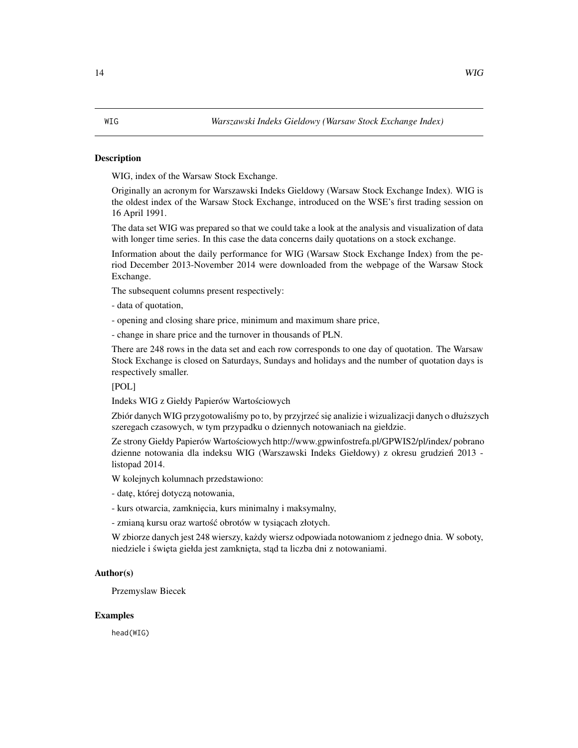WIG *Warszawski Indeks Gieldowy (Warsaw Stock Exchange Index)*

### Description

WIG, index of the Warsaw Stock Exchange.

Originally an acronym for Warszawski Indeks Gieldowy (Warsaw Stock Exchange Index). WIG is the oldest index of the Warsaw Stock Exchange, introduced on the WSE's first trading session on 16 April 1991.

The data set WIG was prepared so that we could take a look at the analysis and visualization of data with longer time series. In this case the data concerns daily quotations on a stock exchange.

Information about the daily performance for WIG (Warsaw Stock Exchange Index) from the period December 2013-November 2014 were downloaded from the webpage of the Warsaw Stock Exchange.

The subsequent columns present respectively:

- data of quotation,

- opening and closing share price, minimum and maximum share price,

- change in share price and the turnover in thousands of PLN.

There are 248 rows in the data set and each row corresponds to one day of quotation. The Warsaw Stock Exchange is closed on Saturdays, Sundays and holidays and the number of quotation days is respectively smaller.

[POL]

Indeks WIG z Giełdy Papierów Wartościowych

Zbiór danych WIG przygotowaliśmy po to, by przyjrzeć się analizie i wizualizacji danych o dłuższych szeregach czasowych, w tym przypadku o dziennych notowaniach na giełdzie.

Ze strony Giełdy Papierów Wartościowych http://www.gpwinfostrefa.pl/GPWIS2/pl/index/ pobrano dzienne notowania dla indeksu WIG (Warszawski Indeks Giełdowy) z okresu grudzień 2013 - listopad 2014.

W kolejnych kolumnach przedstawiono:

- datę, której dotyczą notowania,

- kurs otwarcia, zamknięcia, kurs minimalny i maksymalny,

- zmianą kursu oraz wartość obrotów w tysiącach złotych.

W zbiorze danych jest 248 wierszy, każdy wiersz odpowiada notowaniom z jednego dnia. W soboty, niedziele i święta giełda jest zamknięta, stąd ta liczba dni z notowaniami.

### Author(s)

Przemyslaw Biecek

### Examples

```
head(WIG)
```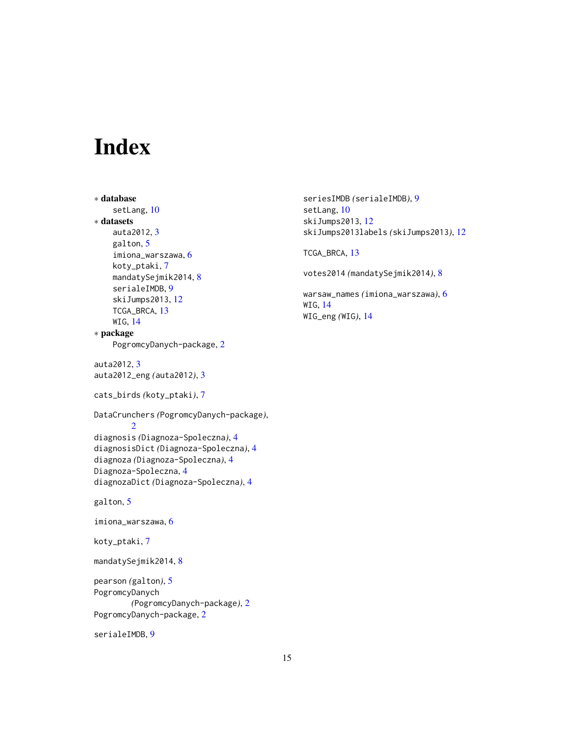# Index

∗ **database**
  setLang, 10
∗ **datasets**
  auta2012, 3
  galton, 5
  imiona_warszawa, 6
  koty_ptaki, 7
  mandatySejmik2014, 8
  serialeIMDB, 9
  skiJumps2013, 12
  TCGA_BRCA, 13
  WIG, 14
∗ **package**
  PogromcyDanych-package, 2

auta2012, 3
auta2012_eng *(auta2012)*, 3

cats_birds *(koty_ptaki)*, 7

DataCrunchers *(PogromcyDanych-package)*, 2
diagnosis *(Diagnoza-Spoleczna)*, 4
diagnosisDict *(Diagnoza-Spoleczna)*, 4
diagnoza *(Diagnoza-Spoleczna)*, 4
Diagnoza-Spoleczna, 4
diagnozaDict *(Diagnoza-Spoleczna)*, 4

galton, 5

imiona_warszawa, 6

koty_ptaki, 7

mandatySejmik2014, 8

pearson *(galton)*, 5
PogromcyDanych *(PogromcyDanych-package)*, 2
PogromcyDanych-package, 2

serialeIMDB, 9
seriesIMDB *(serialeIMDB)*, 9
setLang, 10
skiJumps2013, 12
skiJumps2013labels *(skiJumps2013)*, 12

TCGA_BRCA, 13

votes2014 *(mandatySejmik2014)*, 8

warsaw_names *(imiona_warszawa)*, 6
WIG, 14
WIG_eng *(WIG)*, 14